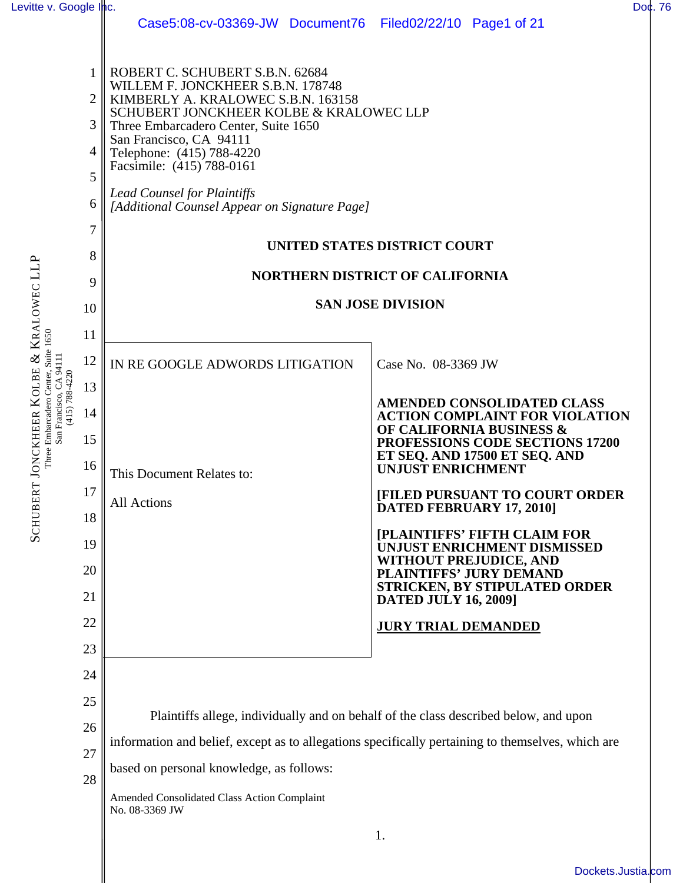ROBERT C. SCHUBERT S.B.N. 62684
WILLEM F. JONCKHEER S.B.N. 178748
KIMBERLY A. KRALOWEC S.B.N. 163158
SCHUBERT JONCKHEER KOLBE & KRALOWEC LLP
Three Embarcadero Center, Suite 1650
San Francisco, CA 94111
Telephone: (415) 788-4220
Facsimile: (415) 788-0161

*Lead Counsel for Plaintiffs*
*[Additional Counsel Appear on Signature Page]*

**UNITED STATES DISTRICT COURT**

**NORTHERN DISTRICT OF CALIFORNIA**

**SAN JOSE DIVISION**

| | |
|---|---|
| IN RE GOOGLE ADWORDS LITIGATION<br><br>This Document Relates to:<br><br>All Actions | Case No. 08-3369 JW<br><br>**AMENDED CONSOLIDATED CLASS ACTION COMPLAINT FOR VIOLATION OF CALIFORNIA BUSINESS & PROFESSIONS CODE SECTIONS 17200 ET SEQ. AND 17500 ET SEQ. AND UNJUST ENRICHMENT**<br><br>**[FILED PURSUANT TO COURT ORDER DATED FEBRUARY 17, 2010]**<br><br>**[PLAINTIFFS' FIFTH CLAIM FOR UNJUST ENRICHMENT DISMISSED WITHOUT PREJUDICE, AND PLAINTIFFS' JURY DEMAND STRICKEN, BY STIPULATED ORDER DATED JULY 16, 2009]**<br><br>**JURY TRIAL DEMANDED** |

Plaintiffs allege, individually and on behalf of the class described below, and upon information and belief, except as to allegations specifically pertaining to themselves, which are based on personal knowledge, as follows: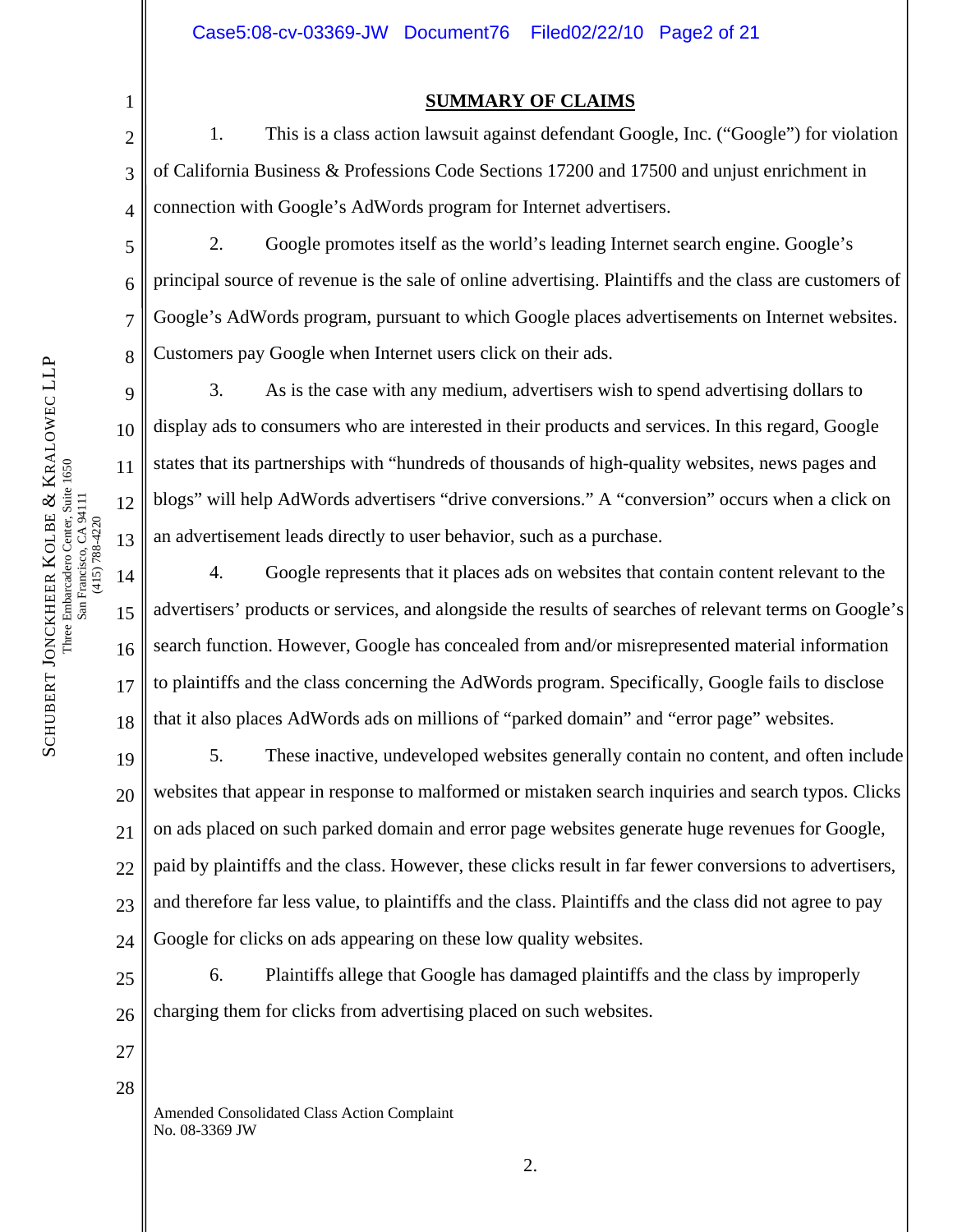## SUMMARY OF CLAIMS

1. This is a class action lawsuit against defendant Google, Inc. ("Google") for violation of California Business & Professions Code Sections 17200 and 17500 and unjust enrichment in connection with Google's AdWords program for Internet advertisers.

2. Google promotes itself as the world's leading Internet search engine. Google's principal source of revenue is the sale of online advertising. Plaintiffs and the class are customers of Google's AdWords program, pursuant to which Google places advertisements on Internet websites. Customers pay Google when Internet users click on their ads.

3. As is the case with any medium, advertisers wish to spend advertising dollars to display ads to consumers who are interested in their products and services. In this regard, Google states that its partnerships with "hundreds of thousands of high-quality websites, news pages and blogs" will help AdWords advertisers "drive conversions." A "conversion" occurs when a click on an advertisement leads directly to user behavior, such as a purchase.

4. Google represents that it places ads on websites that contain content relevant to the advertisers' products or services, and alongside the results of searches of relevant terms on Google's search function. However, Google has concealed from and/or misrepresented material information to plaintiffs and the class concerning the AdWords program. Specifically, Google fails to disclose that it also places AdWords ads on millions of "parked domain" and "error page" websites.

5. These inactive, undeveloped websites generally contain no content, and often include websites that appear in response to malformed or mistaken search inquiries and search typos. Clicks on ads placed on such parked domain and error page websites generate huge revenues for Google, paid by plaintiffs and the class. However, these clicks result in far fewer conversions to advertisers, and therefore far less value, to plaintiffs and the class. Plaintiffs and the class did not agree to pay Google for clicks on ads appearing on these low quality websites.

6. Plaintiffs allege that Google has damaged plaintiffs and the class by improperly charging them for clicks from advertising placed on such websites.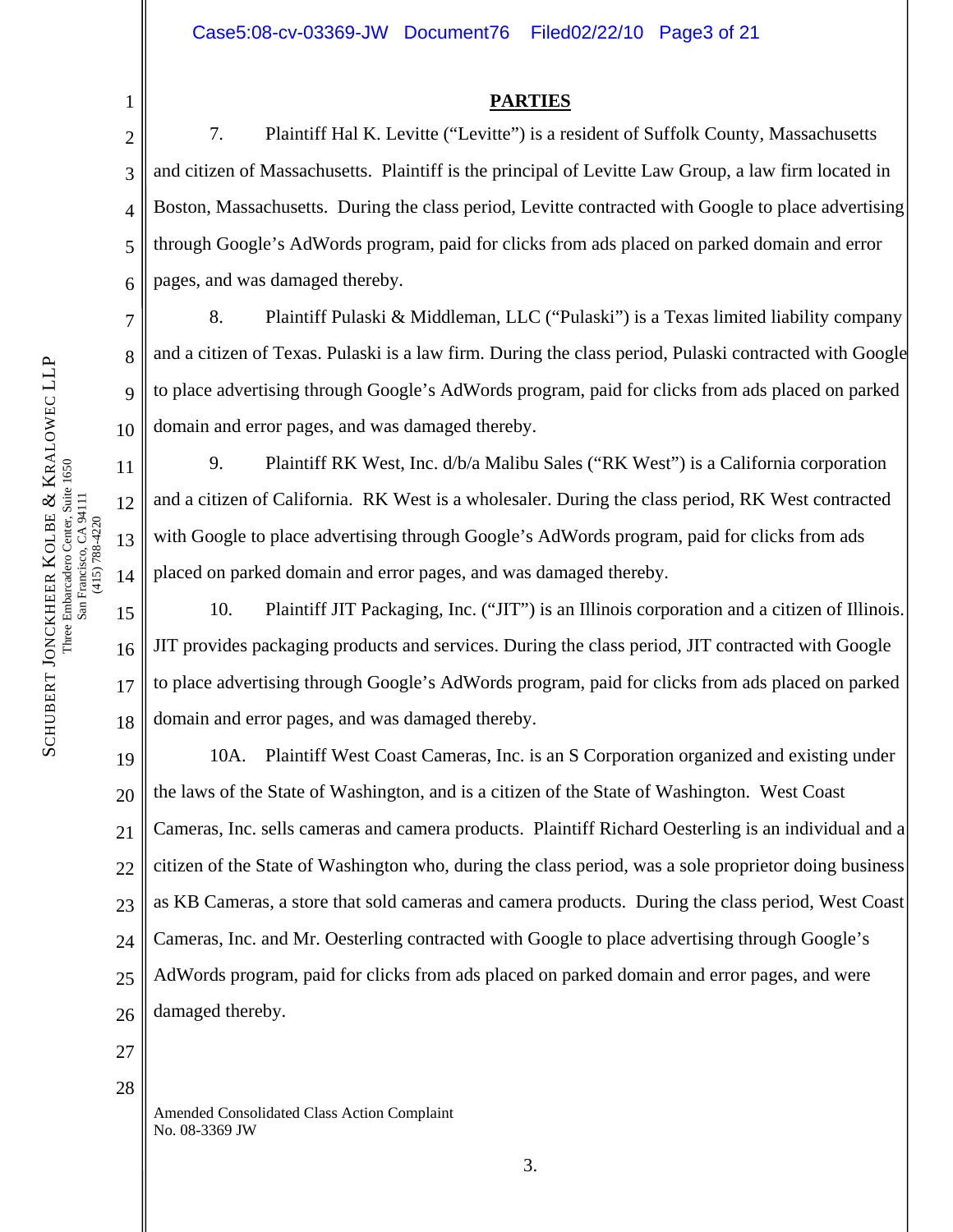## PARTIES

7. Plaintiff Hal K. Levitte ("Levitte") is a resident of Suffolk County, Massachusetts and citizen of Massachusetts. Plaintiff is the principal of Levitte Law Group, a law firm located in Boston, Massachusetts. During the class period, Levitte contracted with Google to place advertising through Google's AdWords program, paid for clicks from ads placed on parked domain and error pages, and was damaged thereby.

8. Plaintiff Pulaski & Middleman, LLC ("Pulaski") is a Texas limited liability company and a citizen of Texas. Pulaski is a law firm. During the class period, Pulaski contracted with Google to place advertising through Google's AdWords program, paid for clicks from ads placed on parked domain and error pages, and was damaged thereby.

9. Plaintiff RK West, Inc. d/b/a Malibu Sales ("RK West") is a California corporation and a citizen of California. RK West is a wholesaler. During the class period, RK West contracted with Google to place advertising through Google's AdWords program, paid for clicks from ads placed on parked domain and error pages, and was damaged thereby.

10. Plaintiff JIT Packaging, Inc. ("JIT") is an Illinois corporation and a citizen of Illinois. JIT provides packaging products and services. During the class period, JIT contracted with Google to place advertising through Google's AdWords program, paid for clicks from ads placed on parked domain and error pages, and was damaged thereby.

10A. Plaintiff West Coast Cameras, Inc. is an S Corporation organized and existing under the laws of the State of Washington, and is a citizen of the State of Washington. West Coast Cameras, Inc. sells cameras and camera products. Plaintiff Richard Oesterling is an individual and a citizen of the State of Washington who, during the class period, was a sole proprietor doing business as KB Cameras, a store that sold cameras and camera products. During the class period, West Coast Cameras, Inc. and Mr. Oesterling contracted with Google to place advertising through Google's AdWords program, paid for clicks from ads placed on parked domain and error pages, and were damaged thereby.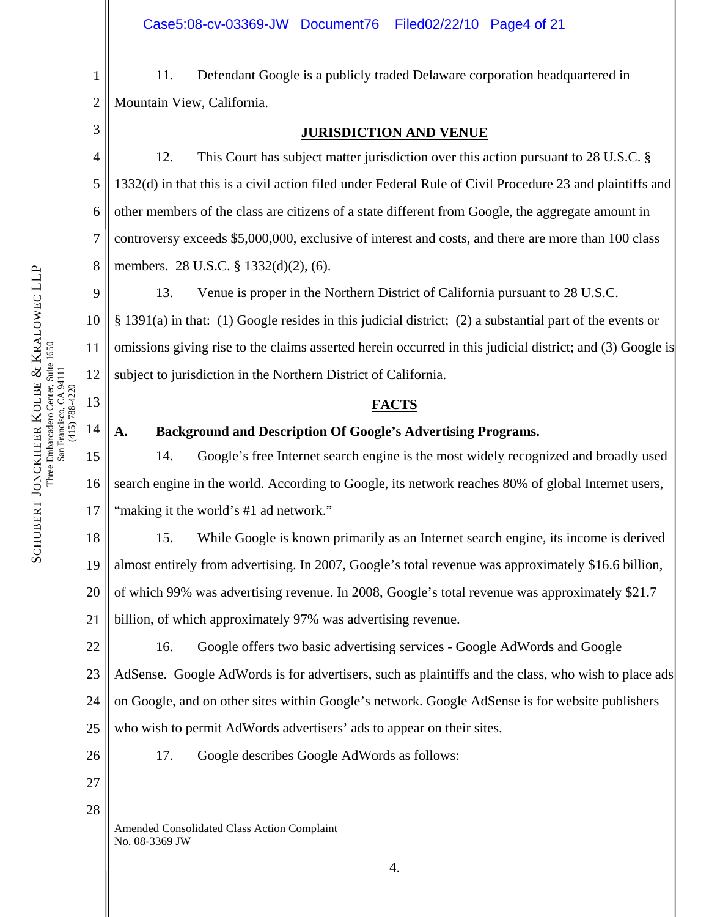11. Defendant Google is a publicly traded Delaware corporation headquartered in Mountain View, California.

## JURISDICTION AND VENUE

12. This Court has subject matter jurisdiction over this action pursuant to 28 U.S.C. § 1332(d) in that this is a civil action filed under Federal Rule of Civil Procedure 23 and plaintiffs and other members of the class are citizens of a state different from Google, the aggregate amount in controversy exceeds $5,000,000, exclusive of interest and costs, and there are more than 100 class members. 28 U.S.C. § 1332(d)(2), (6).

13. Venue is proper in the Northern District of California pursuant to 28 U.S.C. § 1391(a) in that: (1) Google resides in this judicial district; (2) a substantial part of the events or omissions giving rise to the claims asserted herein occurred in this judicial district; and (3) Google is subject to jurisdiction in the Northern District of California.

## FACTS

### A. Background and Description Of Google's Advertising Programs.

14. Google's free Internet search engine is the most widely recognized and broadly used search engine in the world. According to Google, its network reaches 80% of global Internet users, "making it the world's #1 ad network."

15. While Google is known primarily as an Internet search engine, its income is derived almost entirely from advertising. In 2007, Google's total revenue was approximately $16.6 billion, of which 99% was advertising revenue. In 2008, Google's total revenue was approximately $21.7 billion, of which approximately 97% was advertising revenue.

16. Google offers two basic advertising services - Google AdWords and Google AdSense. Google AdWords is for advertisers, such as plaintiffs and the class, who wish to place ads on Google, and on other sites within Google's network. Google AdSense is for website publishers who wish to permit AdWords advertisers' ads to appear on their sites.

17. Google describes Google AdWords as follows: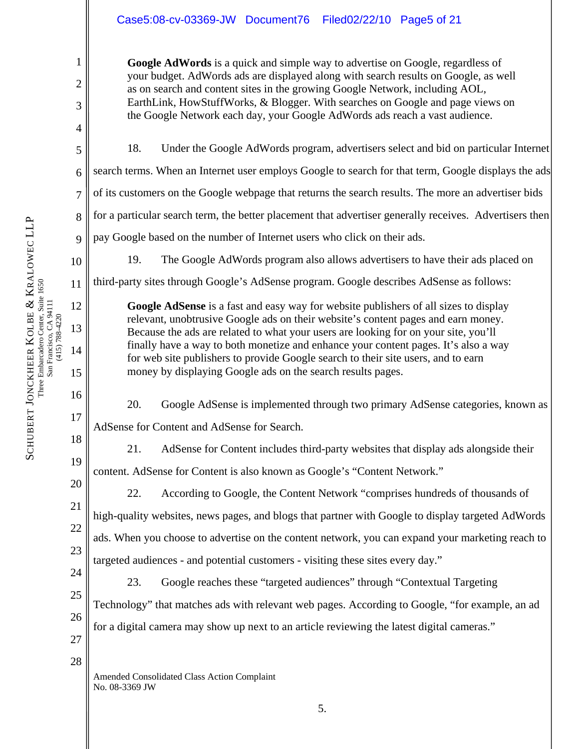> **Google AdWords** is a quick and simple way to advertise on Google, regardless of your budget. AdWords ads are displayed along with search results on Google, as well as on search and content sites in the growing Google Network, including AOL, EarthLink, HowStuffWorks, & Blogger. With searches on Google and page views on the Google Network each day, your Google AdWords ads reach a vast audience.

18. Under the Google AdWords program, advertisers select and bid on particular Internet search terms. When an Internet user employs Google to search for that term, Google displays the ads of its customers on the Google webpage that returns the search results. The more an advertiser bids for a particular search term, the better placement that advertiser generally receives. Advertisers then pay Google based on the number of Internet users who click on their ads.

19. The Google AdWords program also allows advertisers to have their ads placed on third-party sites through Google's AdSense program. Google describes AdSense as follows:

> **Google AdSense** is a fast and easy way for website publishers of all sizes to display relevant, unobtrusive Google ads on their website's content pages and earn money. Because the ads are related to what your users are looking for on your site, you'll finally have a way to both monetize and enhance your content pages. It's also a way for web site publishers to provide Google search to their site users, and to earn money by displaying Google ads on the search results pages.

20. Google AdSense is implemented through two primary AdSense categories, known as AdSense for Content and AdSense for Search.

21. AdSense for Content includes third-party websites that display ads alongside their content. AdSense for Content is also known as Google's "Content Network."

22. According to Google, the Content Network "comprises hundreds of thousands of high-quality websites, news pages, and blogs that partner with Google to display targeted AdWords ads. When you choose to advertise on the content network, you can expand your marketing reach to targeted audiences - and potential customers - visiting these sites every day."

23. Google reaches these "targeted audiences" through "Contextual Targeting Technology" that matches ads with relevant web pages. According to Google, "for example, an ad for a digital camera may show up next to an article reviewing the latest digital cameras."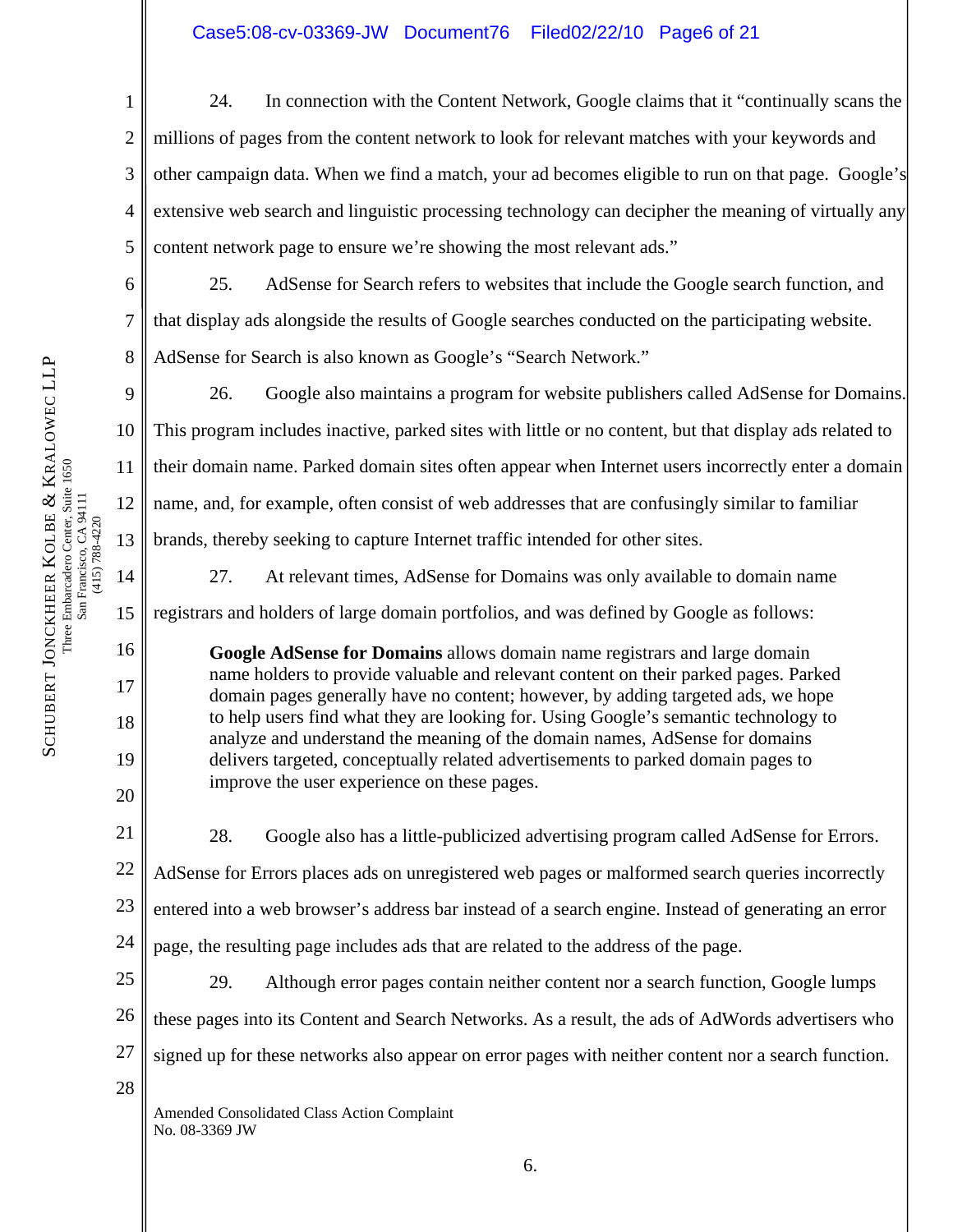24. In connection with the Content Network, Google claims that it "continually scans the millions of pages from the content network to look for relevant matches with your keywords and other campaign data. When we find a match, your ad becomes eligible to run on that page. Google's extensive web search and linguistic processing technology can decipher the meaning of virtually any content network page to ensure we're showing the most relevant ads."

25. AdSense for Search refers to websites that include the Google search function, and that display ads alongside the results of Google searches conducted on the participating website. AdSense for Search is also known as Google's "Search Network."

26. Google also maintains a program for website publishers called AdSense for Domains. This program includes inactive, parked sites with little or no content, but that display ads related to their domain name. Parked domain sites often appear when Internet users incorrectly enter a domain name, and, for example, often consist of web addresses that are confusingly similar to familiar brands, thereby seeking to capture Internet traffic intended for other sites.

27. At relevant times, AdSense for Domains was only available to domain name registrars and holders of large domain portfolios, and was defined by Google as follows:

> **Google AdSense for Domains** allows domain name registrars and large domain name holders to provide valuable and relevant content on their parked pages. Parked domain pages generally have no content; however, by adding targeted ads, we hope to help users find what they are looking for. Using Google's semantic technology to analyze and understand the meaning of the domain names, AdSense for domains delivers targeted, conceptually related advertisements to parked domain pages to improve the user experience on these pages.

28. Google also has a little-publicized advertising program called AdSense for Errors. AdSense for Errors places ads on unregistered web pages or malformed search queries incorrectly entered into a web browser's address bar instead of a search engine. Instead of generating an error page, the resulting page includes ads that are related to the address of the page.

29. Although error pages contain neither content nor a search function, Google lumps these pages into its Content and Search Networks. As a result, the ads of AdWords advertisers who signed up for these networks also appear on error pages with neither content nor a search function.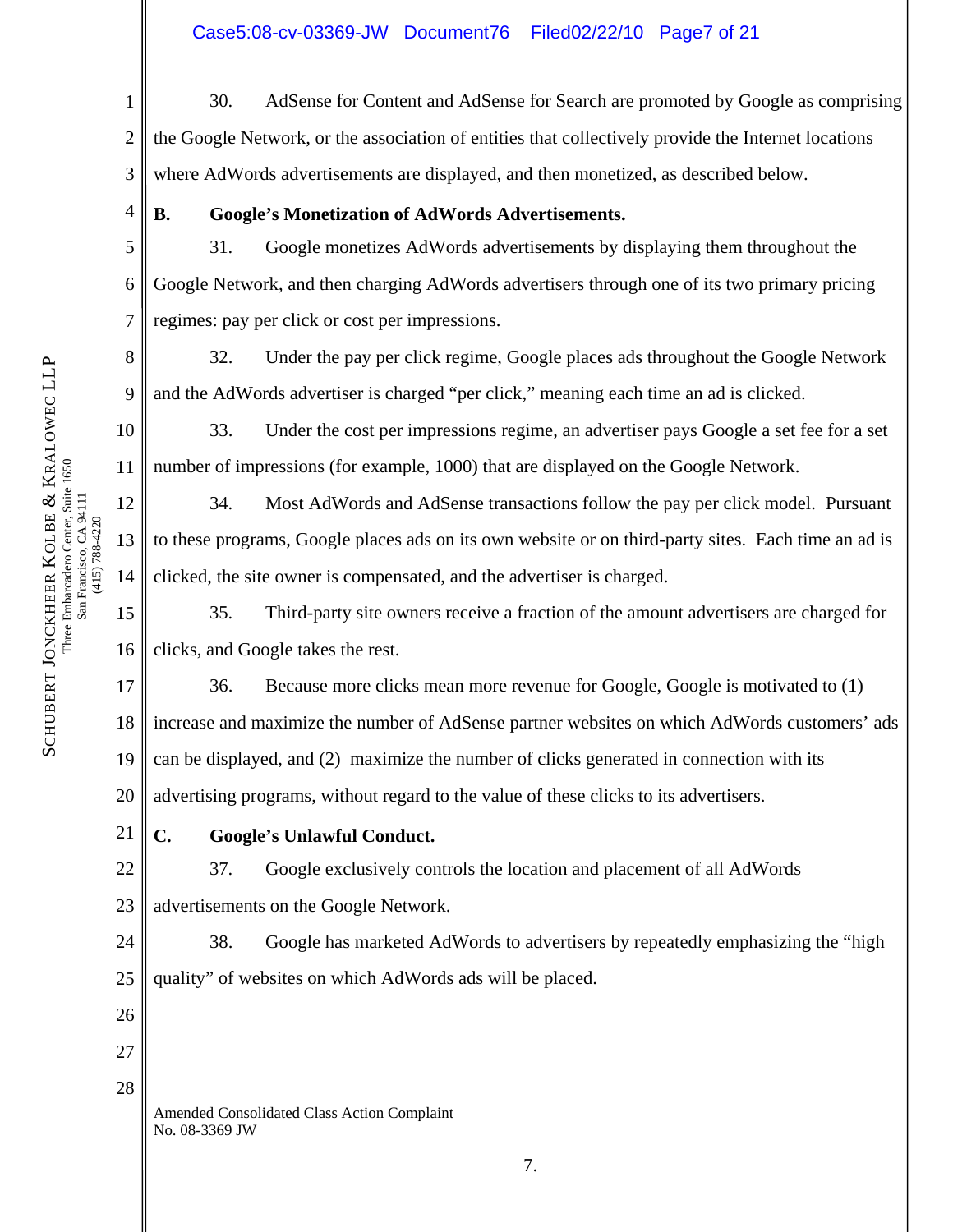30. AdSense for Content and AdSense for Search are promoted by Google as comprising the Google Network, or the association of entities that collectively provide the Internet locations where AdWords advertisements are displayed, and then monetized, as described below.

**B. Google's Monetization of AdWords Advertisements.**

31. Google monetizes AdWords advertisements by displaying them throughout the Google Network, and then charging AdWords advertisers through one of its two primary pricing regimes: pay per click or cost per impressions.

32. Under the pay per click regime, Google places ads throughout the Google Network and the AdWords advertiser is charged "per click," meaning each time an ad is clicked.

33. Under the cost per impressions regime, an advertiser pays Google a set fee for a set number of impressions (for example, 1000) that are displayed on the Google Network.

34. Most AdWords and AdSense transactions follow the pay per click model. Pursuant to these programs, Google places ads on its own website or on third-party sites. Each time an ad is clicked, the site owner is compensated, and the advertiser is charged.

35. Third-party site owners receive a fraction of the amount advertisers are charged for clicks, and Google takes the rest.

36. Because more clicks mean more revenue for Google, Google is motivated to (1) increase and maximize the number of AdSense partner websites on which AdWords customers' ads can be displayed, and (2) maximize the number of clicks generated in connection with its advertising programs, without regard to the value of these clicks to its advertisers.

**C. Google's Unlawful Conduct.**

37. Google exclusively controls the location and placement of all AdWords advertisements on the Google Network.

38. Google has marketed AdWords to advertisers by repeatedly emphasizing the "high quality" of websites on which AdWords ads will be placed.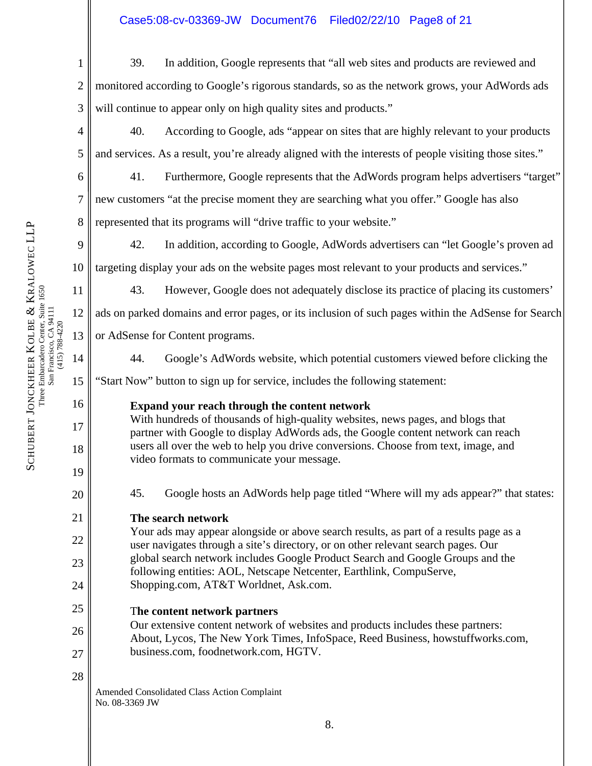39. In addition, Google represents that "all web sites and products are reviewed and monitored according to Google's rigorous standards, so as the network grows, your AdWords ads will continue to appear only on high quality sites and products."

40. According to Google, ads "appear on sites that are highly relevant to your products and services. As a result, you're already aligned with the interests of people visiting those sites."

41. Furthermore, Google represents that the AdWords program helps advertisers "target" new customers "at the precise moment they are searching what you offer." Google has also represented that its programs will "drive traffic to your website."

42. In addition, according to Google, AdWords advertisers can "let Google's proven ad targeting display your ads on the website pages most relevant to your products and services."

43. However, Google does not adequately disclose its practice of placing its customers' ads on parked domains and error pages, or its inclusion of such pages within the AdSense for Search or AdSense for Content programs.

44. Google's AdWords website, which potential customers viewed before clicking the "Start Now" button to sign up for service, includes the following statement:

> **Expand your reach through the content network**
> With hundreds of thousands of high-quality websites, news pages, and blogs that partner with Google to display AdWords ads, the Google content network can reach users all over the web to help you drive conversions. Choose from text, image, and video formats to communicate your message.

45. Google hosts an AdWords help page titled "Where will my ads appear?" that states:

> **The search network**
> Your ads may appear alongside or above search results, as part of a results page as a user navigates through a site's directory, or on other relevant search pages. Our global search network includes Google Product Search and Google Groups and the following entities: AOL, Netscape Netcenter, Earthlink, CompuServe, Shopping.com, AT&T Worldnet, Ask.com.
>
> **The content network partners**
> Our extensive content network of websites and products includes these partners: About, Lycos, The New York Times, InfoSpace, Reed Business, howstuffworks.com, business.com, foodnetwork.com, HGTV.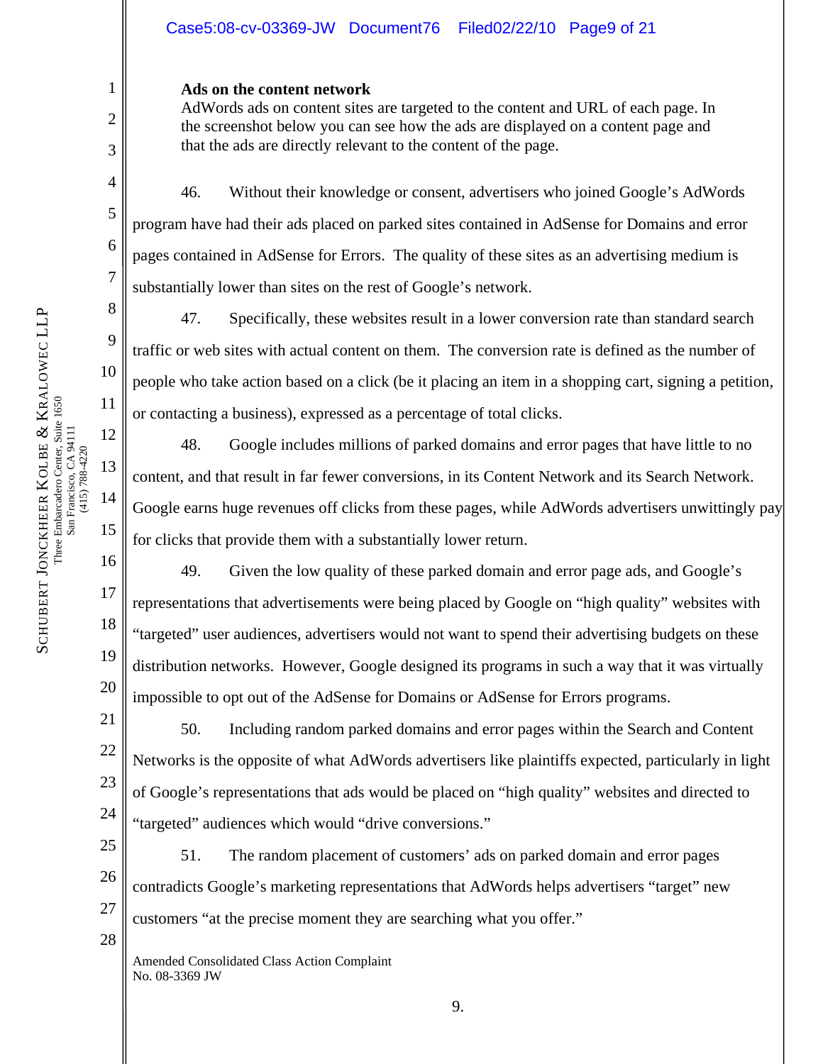**Ads on the content network**
AdWords ads on content sites are targeted to the content and URL of each page. In the screenshot below you can see how the ads are displayed on a content page and that the ads are directly relevant to the content of the page.

46. Without their knowledge or consent, advertisers who joined Google's AdWords program have had their ads placed on parked sites contained in AdSense for Domains and error pages contained in AdSense for Errors. The quality of these sites as an advertising medium is substantially lower than sites on the rest of Google's network.

47. Specifically, these websites result in a lower conversion rate than standard search traffic or web sites with actual content on them. The conversion rate is defined as the number of people who take action based on a click (be it placing an item in a shopping cart, signing a petition, or contacting a business), expressed as a percentage of total clicks.

48. Google includes millions of parked domains and error pages that have little to no content, and that result in far fewer conversions, in its Content Network and its Search Network. Google earns huge revenues off clicks from these pages, while AdWords advertisers unwittingly pay for clicks that provide them with a substantially lower return.

49. Given the low quality of these parked domain and error page ads, and Google's representations that advertisements were being placed by Google on "high quality" websites with "targeted" user audiences, advertisers would not want to spend their advertising budgets on these distribution networks. However, Google designed its programs in such a way that it was virtually impossible to opt out of the AdSense for Domains or AdSense for Errors programs.

50. Including random parked domains and error pages within the Search and Content Networks is the opposite of what AdWords advertisers like plaintiffs expected, particularly in light of Google's representations that ads would be placed on "high quality" websites and directed to "targeted" audiences which would "drive conversions."

51. The random placement of customers' ads on parked domain and error pages contradicts Google's marketing representations that AdWords helps advertisers "target" new customers "at the precise moment they are searching what you offer."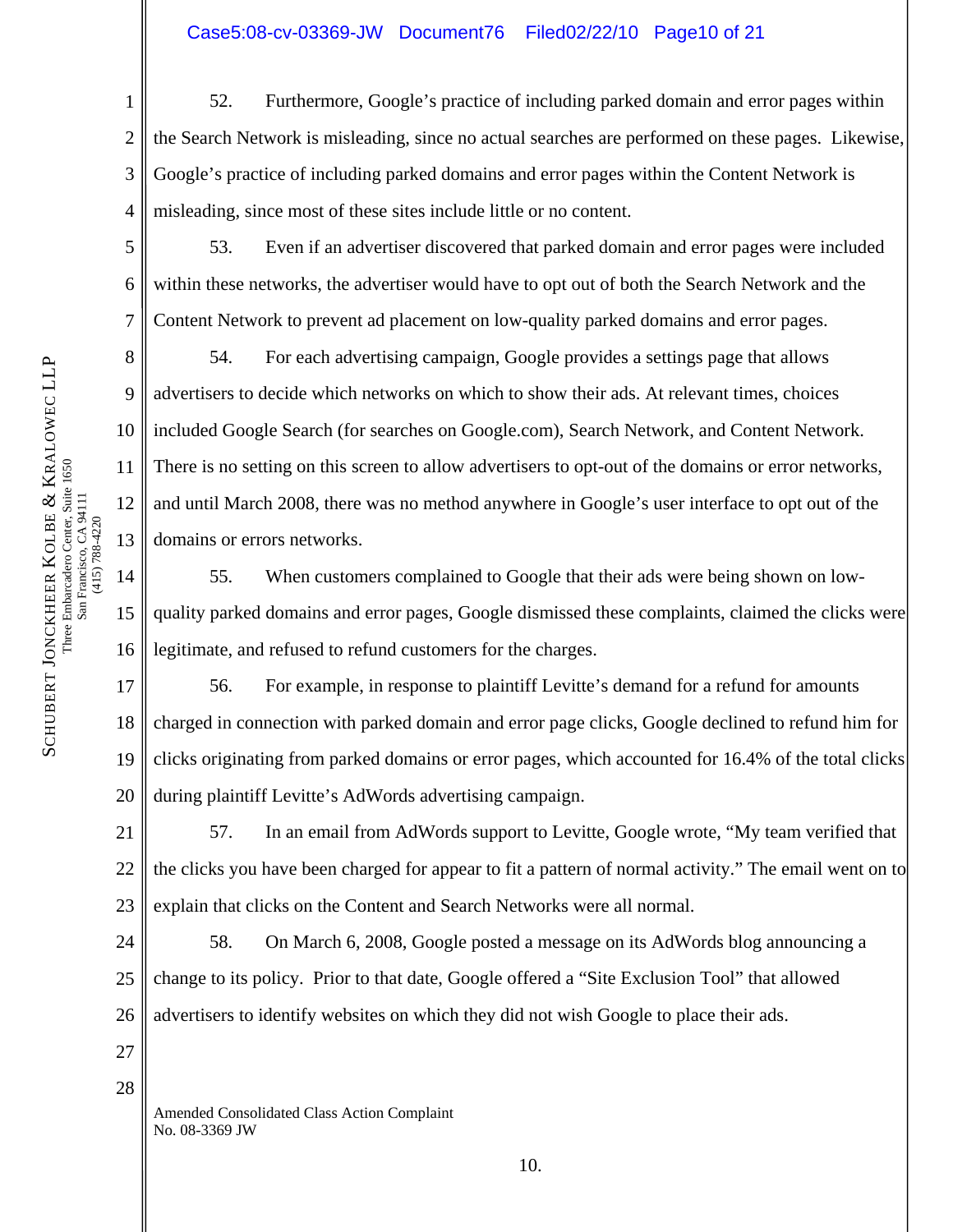52. Furthermore, Google's practice of including parked domain and error pages within the Search Network is misleading, since no actual searches are performed on these pages. Likewise, Google's practice of including parked domains and error pages within the Content Network is misleading, since most of these sites include little or no content.

53. Even if an advertiser discovered that parked domain and error pages were included within these networks, the advertiser would have to opt out of both the Search Network and the Content Network to prevent ad placement on low-quality parked domains and error pages.

54. For each advertising campaign, Google provides a settings page that allows advertisers to decide which networks on which to show their ads. At relevant times, choices included Google Search (for searches on Google.com), Search Network, and Content Network. There is no setting on this screen to allow advertisers to opt-out of the domains or error networks, and until March 2008, there was no method anywhere in Google's user interface to opt out of the domains or errors networks.

55. When customers complained to Google that their ads were being shown on low-quality parked domains and error pages, Google dismissed these complaints, claimed the clicks were legitimate, and refused to refund customers for the charges.

56. For example, in response to plaintiff Levitte's demand for a refund for amounts charged in connection with parked domain and error page clicks, Google declined to refund him for clicks originating from parked domains or error pages, which accounted for 16.4% of the total clicks during plaintiff Levitte's AdWords advertising campaign.

57. In an email from AdWords support to Levitte, Google wrote, "My team verified that the clicks you have been charged for appear to fit a pattern of normal activity." The email went on to explain that clicks on the Content and Search Networks were all normal.

58. On March 6, 2008, Google posted a message on its AdWords blog announcing a change to its policy. Prior to that date, Google offered a "Site Exclusion Tool" that allowed advertisers to identify websites on which they did not wish Google to place their ads.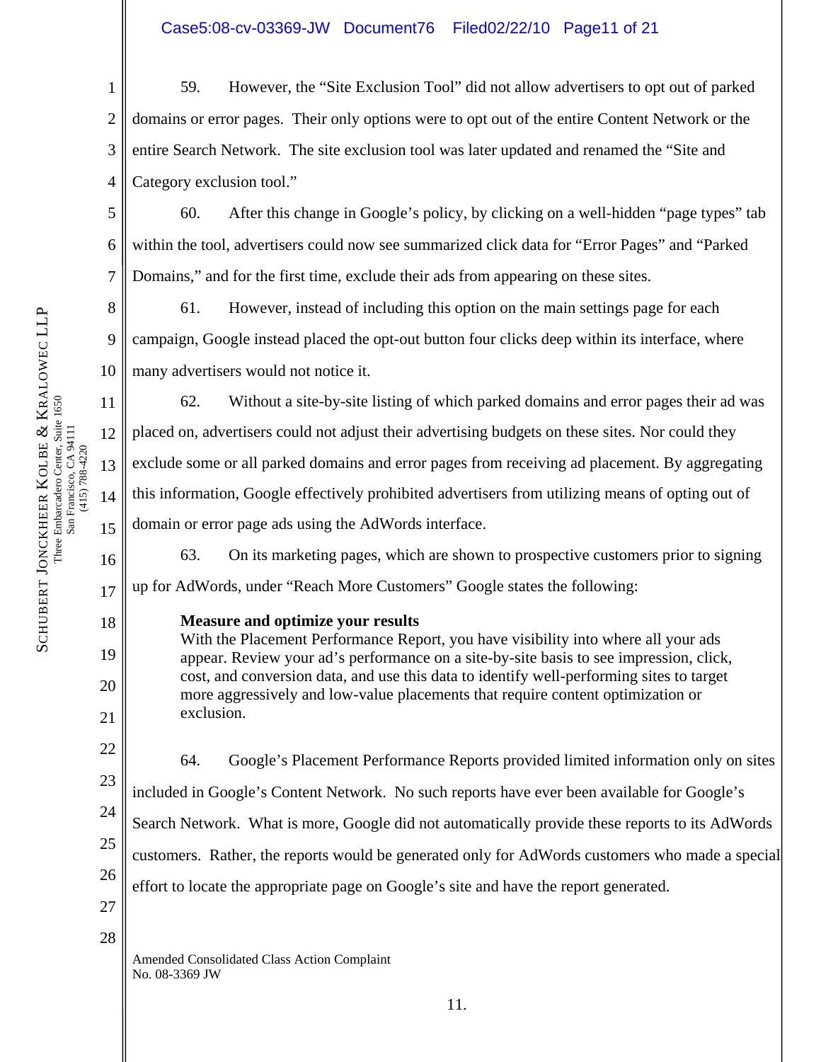59. However, the "Site Exclusion Tool" did not allow advertisers to opt out of parked domains or error pages. Their only options were to opt out of the entire Content Network or the entire Search Network. The site exclusion tool was later updated and renamed the "Site and Category exclusion tool."

60. After this change in Google's policy, by clicking on a well-hidden "page types" tab within the tool, advertisers could now see summarized click data for "Error Pages" and "Parked Domains," and for the first time, exclude their ads from appearing on these sites.

61. However, instead of including this option on the main settings page for each campaign, Google instead placed the opt-out button four clicks deep within its interface, where many advertisers would not notice it.

62. Without a site-by-site listing of which parked domains and error pages their ad was placed on, advertisers could not adjust their advertising budgets on these sites. Nor could they exclude some or all parked domains and error pages from receiving ad placement. By aggregating this information, Google effectively prohibited advertisers from utilizing means of opting out of domain or error page ads using the AdWords interface.

63. On its marketing pages, which are shown to prospective customers prior to signing up for AdWords, under "Reach More Customers" Google states the following:

> **Measure and optimize your results**
> With the Placement Performance Report, you have visibility into where all your ads appear. Review your ad's performance on a site-by-site basis to see impression, click, cost, and conversion data, and use this data to identify well-performing sites to target more aggressively and low-value placements that require content optimization or exclusion.

64. Google's Placement Performance Reports provided limited information only on sites included in Google's Content Network. No such reports have ever been available for Google's Search Network. What is more, Google did not automatically provide these reports to its AdWords customers. Rather, the reports would be generated only for AdWords customers who made a special effort to locate the appropriate page on Google's site and have the report generated.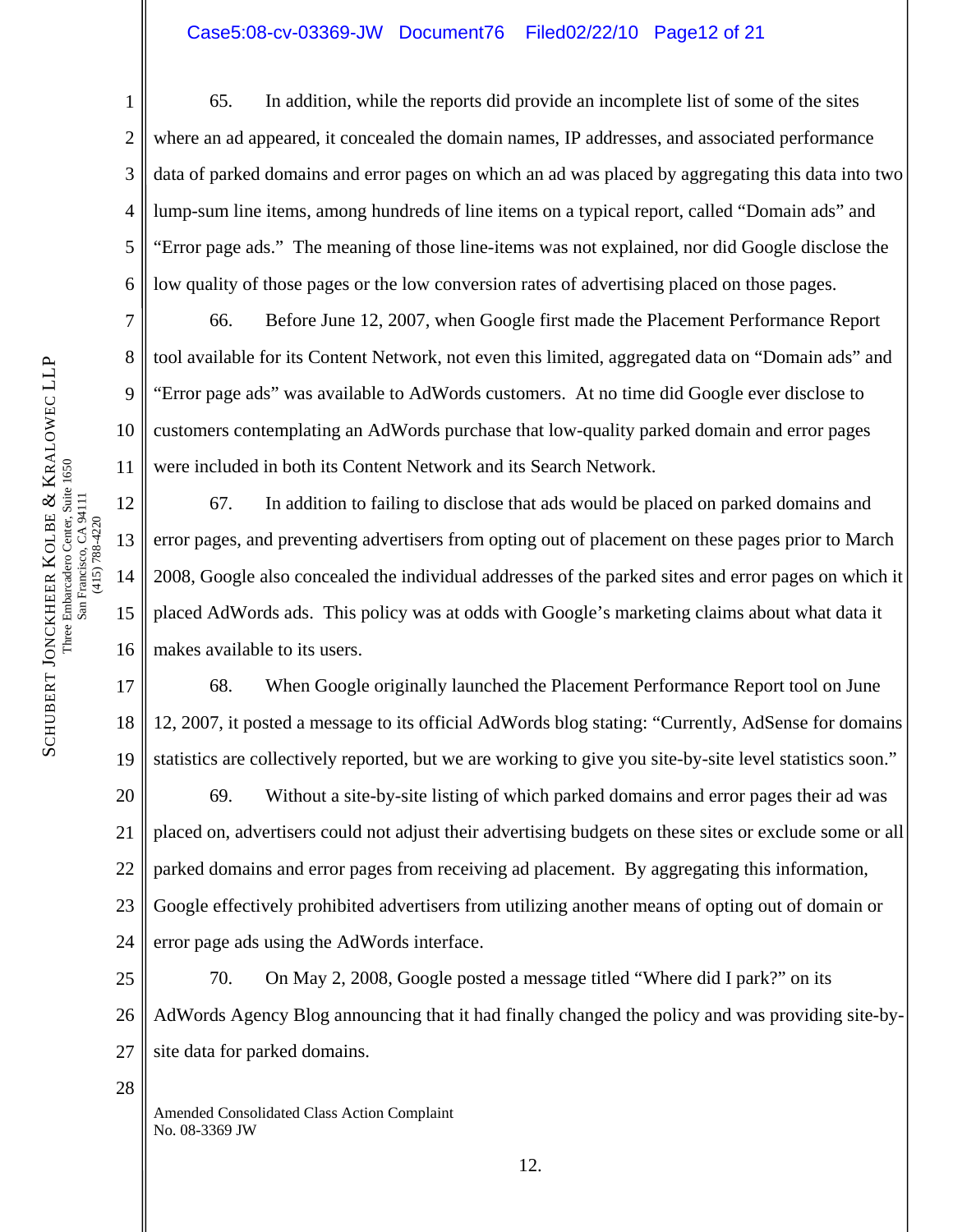65. In addition, while the reports did provide an incomplete list of some of the sites where an ad appeared, it concealed the domain names, IP addresses, and associated performance data of parked domains and error pages on which an ad was placed by aggregating this data into two lump-sum line items, among hundreds of line items on a typical report, called "Domain ads" and "Error page ads." The meaning of those line-items was not explained, nor did Google disclose the low quality of those pages or the low conversion rates of advertising placed on those pages.

66. Before June 12, 2007, when Google first made the Placement Performance Report tool available for its Content Network, not even this limited, aggregated data on "Domain ads" and "Error page ads" was available to AdWords customers. At no time did Google ever disclose to customers contemplating an AdWords purchase that low-quality parked domain and error pages were included in both its Content Network and its Search Network.

67. In addition to failing to disclose that ads would be placed on parked domains and error pages, and preventing advertisers from opting out of placement on these pages prior to March 2008, Google also concealed the individual addresses of the parked sites and error pages on which it placed AdWords ads. This policy was at odds with Google's marketing claims about what data it makes available to its users.

68. When Google originally launched the Placement Performance Report tool on June 12, 2007, it posted a message to its official AdWords blog stating: "Currently, AdSense for domains statistics are collectively reported, but we are working to give you site-by-site level statistics soon."

69. Without a site-by-site listing of which parked domains and error pages their ad was placed on, advertisers could not adjust their advertising budgets on these sites or exclude some or all parked domains and error pages from receiving ad placement. By aggregating this information, Google effectively prohibited advertisers from utilizing another means of opting out of domain or error page ads using the AdWords interface.

70. On May 2, 2008, Google posted a message titled "Where did I park?" on its AdWords Agency Blog announcing that it had finally changed the policy and was providing site-by-site data for parked domains.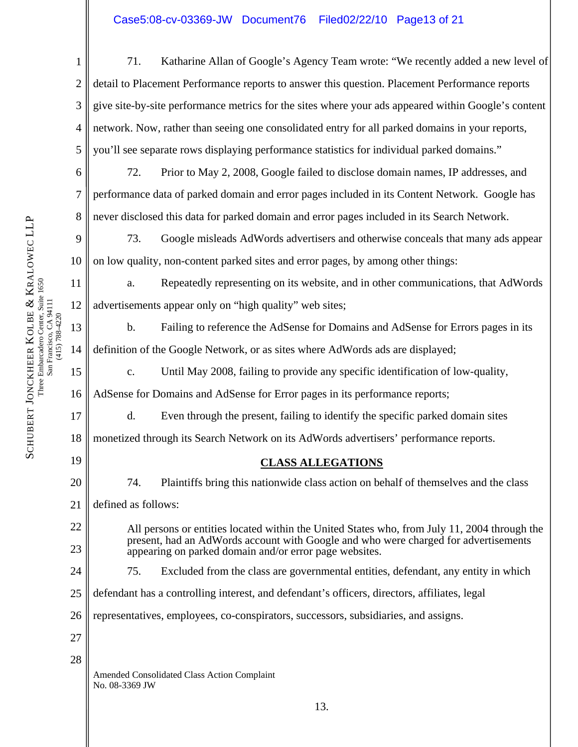71. Katharine Allan of Google's Agency Team wrote: "We recently added a new level of detail to Placement Performance reports to answer this question. Placement Performance reports give site-by-site performance metrics for the sites where your ads appeared within Google's content network. Now, rather than seeing one consolidated entry for all parked domains in your reports, you'll see separate rows displaying performance statistics for individual parked domains."

72. Prior to May 2, 2008, Google failed to disclose domain names, IP addresses, and performance data of parked domain and error pages included in its Content Network. Google has never disclosed this data for parked domain and error pages included in its Search Network.

73. Google misleads AdWords advertisers and otherwise conceals that many ads appear on low quality, non-content parked sites and error pages, by among other things:

a. Repeatedly representing on its website, and in other communications, that AdWords advertisements appear only on "high quality" web sites;

b. Failing to reference the AdSense for Domains and AdSense for Errors pages in its definition of the Google Network, or as sites where AdWords ads are displayed;

c. Until May 2008, failing to provide any specific identification of low-quality, AdSense for Domains and AdSense for Error pages in its performance reports;

d. Even through the present, failing to identify the specific parked domain sites monetized through its Search Network on its AdWords advertisers' performance reports.

## CLASS ALLEGATIONS

74. Plaintiffs bring this nationwide class action on behalf of themselves and the class defined as follows:

> All persons or entities located within the United States who, from July 11, 2004 through the present, had an AdWords account with Google and who were charged for advertisements appearing on parked domain and/or error page websites.

75. Excluded from the class are governmental entities, defendant, any entity in which defendant has a controlling interest, and defendant's officers, directors, affiliates, legal representatives, employees, co-conspirators, successors, subsidiaries, and assigns.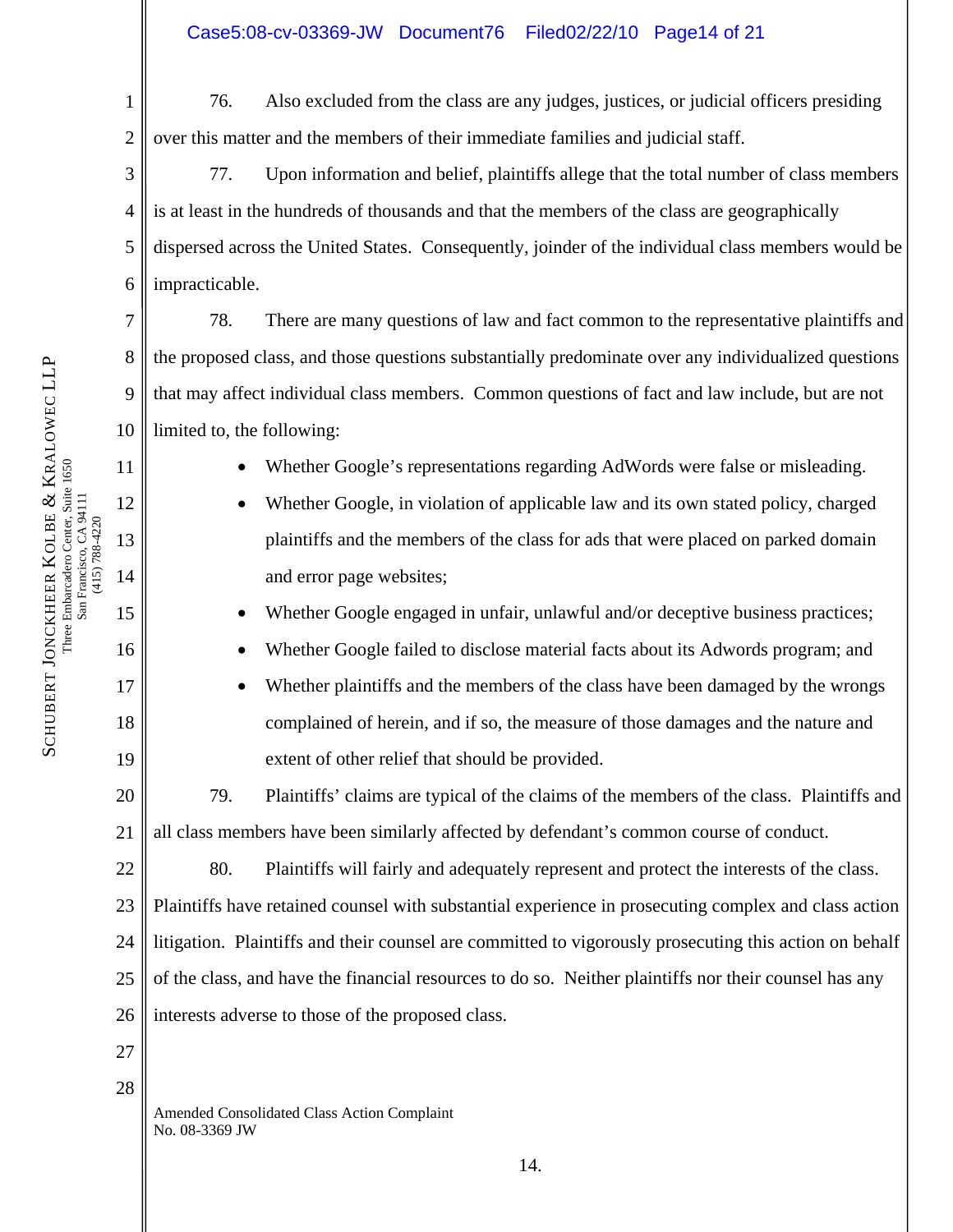76. Also excluded from the class are any judges, justices, or judicial officers presiding over this matter and the members of their immediate families and judicial staff.

77. Upon information and belief, plaintiffs allege that the total number of class members is at least in the hundreds of thousands and that the members of the class are geographically dispersed across the United States. Consequently, joinder of the individual class members would be impracticable.

78. There are many questions of law and fact common to the representative plaintiffs and the proposed class, and those questions substantially predominate over any individualized questions that may affect individual class members. Common questions of fact and law include, but are not limited to, the following:

- Whether Google's representations regarding AdWords were false or misleading.
- Whether Google, in violation of applicable law and its own stated policy, charged plaintiffs and the members of the class for ads that were placed on parked domain and error page websites;
- Whether Google engaged in unfair, unlawful and/or deceptive business practices;
- Whether Google failed to disclose material facts about its Adwords program; and
- Whether plaintiffs and the members of the class have been damaged by the wrongs complained of herein, and if so, the measure of those damages and the nature and extent of other relief that should be provided.

79. Plaintiffs' claims are typical of the claims of the members of the class. Plaintiffs and all class members have been similarly affected by defendant's common course of conduct.

80. Plaintiffs will fairly and adequately represent and protect the interests of the class. Plaintiffs have retained counsel with substantial experience in prosecuting complex and class action litigation. Plaintiffs and their counsel are committed to vigorously prosecuting this action on behalf of the class, and have the financial resources to do so. Neither plaintiffs nor their counsel has any interests adverse to those of the proposed class.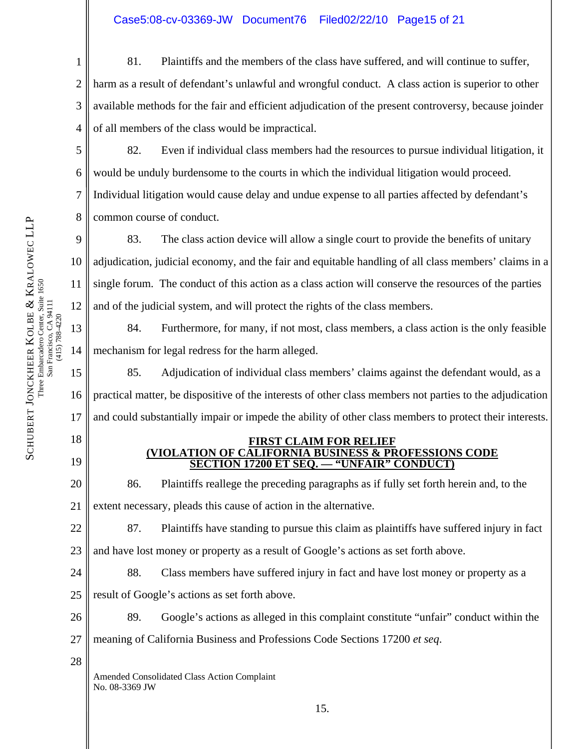81. Plaintiffs and the members of the class have suffered, and will continue to suffer, harm as a result of defendant's unlawful and wrongful conduct. A class action is superior to other available methods for the fair and efficient adjudication of the present controversy, because joinder of all members of the class would be impractical.

82. Even if individual class members had the resources to pursue individual litigation, it would be unduly burdensome to the courts in which the individual litigation would proceed. Individual litigation would cause delay and undue expense to all parties affected by defendant's common course of conduct.

83. The class action device will allow a single court to provide the benefits of unitary adjudication, judicial economy, and the fair and equitable handling of all class members' claims in a single forum. The conduct of this action as a class action will conserve the resources of the parties and of the judicial system, and will protect the rights of the class members.

84. Furthermore, for many, if not most, class members, a class action is the only feasible mechanism for legal redress for the harm alleged.

85. Adjudication of individual class members' claims against the defendant would, as a practical matter, be dispositive of the interests of other class members not parties to the adjudication and could substantially impair or impede the ability of other class members to protect their interests.

**FIRST CLAIM FOR RELIEF**
**(VIOLATION OF CALIFORNIA BUSINESS & PROFESSIONS CODE SECTION 17200 ET SEQ. — "UNFAIR" CONDUCT)**

86. Plaintiffs reallege the preceding paragraphs as if fully set forth herein and, to the extent necessary, pleads this cause of action in the alternative.

87. Plaintiffs have standing to pursue this claim as plaintiffs have suffered injury in fact and have lost money or property as a result of Google's actions as set forth above.

88. Class members have suffered injury in fact and have lost money or property as a result of Google's actions as set forth above.

89. Google's actions as alleged in this complaint constitute "unfair" conduct within the meaning of California Business and Professions Code Sections 17200 *et seq.*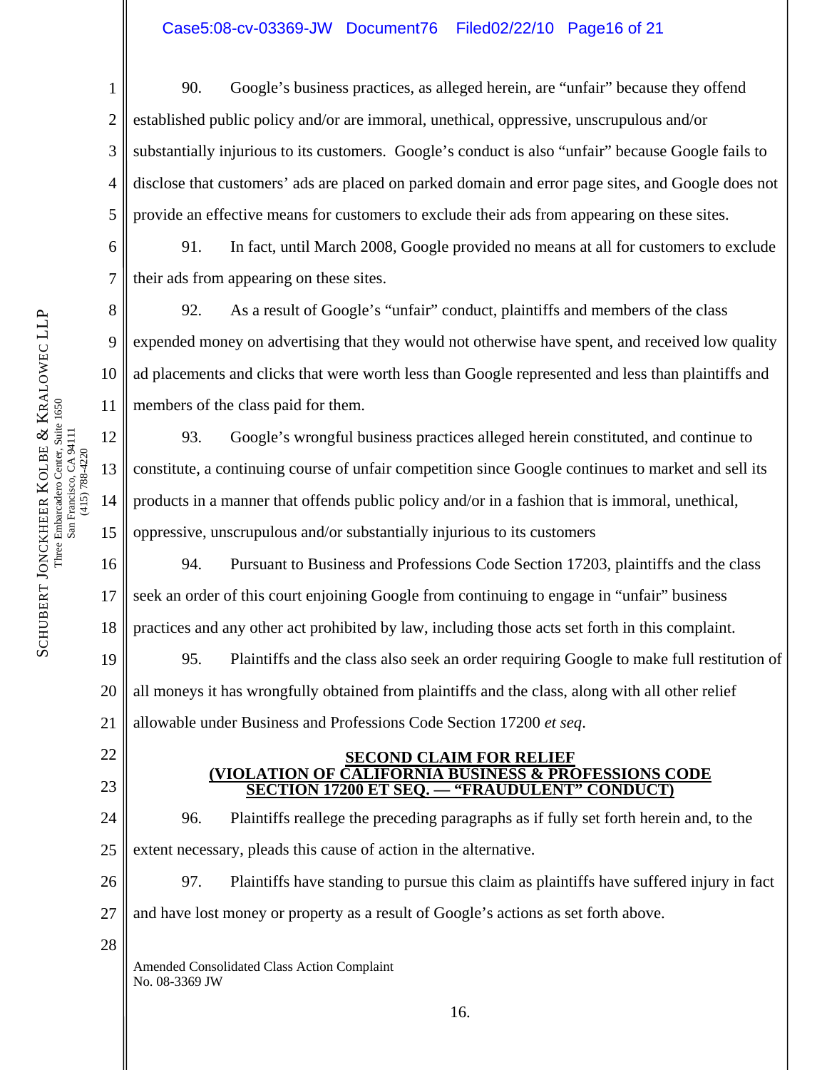90. Google's business practices, as alleged herein, are "unfair" because they offend established public policy and/or are immoral, unethical, oppressive, unscrupulous and/or substantially injurious to its customers. Google's conduct is also "unfair" because Google fails to disclose that customers' ads are placed on parked domain and error page sites, and Google does not provide an effective means for customers to exclude their ads from appearing on these sites.

91. In fact, until March 2008, Google provided no means at all for customers to exclude their ads from appearing on these sites.

92. As a result of Google's "unfair" conduct, plaintiffs and members of the class expended money on advertising that they would not otherwise have spent, and received low quality ad placements and clicks that were worth less than Google represented and less than plaintiffs and members of the class paid for them.

93. Google's wrongful business practices alleged herein constituted, and continue to constitute, a continuing course of unfair competition since Google continues to market and sell its products in a manner that offends public policy and/or in a fashion that is immoral, unethical, oppressive, unscrupulous and/or substantially injurious to its customers

94. Pursuant to Business and Professions Code Section 17203, plaintiffs and the class seek an order of this court enjoining Google from continuing to engage in "unfair" business practices and any other act prohibited by law, including those acts set forth in this complaint.

95. Plaintiffs and the class also seek an order requiring Google to make full restitution of all moneys it has wrongfully obtained from plaintiffs and the class, along with all other relief allowable under Business and Professions Code Section 17200 *et seq*.

**SECOND CLAIM FOR RELIEF**
**(VIOLATION OF CALIFORNIA BUSINESS & PROFESSIONS CODE SECTION 17200 ET SEQ. — "FRAUDULENT" CONDUCT)**

96. Plaintiffs reallege the preceding paragraphs as if fully set forth herein and, to the extent necessary, pleads this cause of action in the alternative.

97. Plaintiffs have standing to pursue this claim as plaintiffs have suffered injury in fact and have lost money or property as a result of Google's actions as set forth above.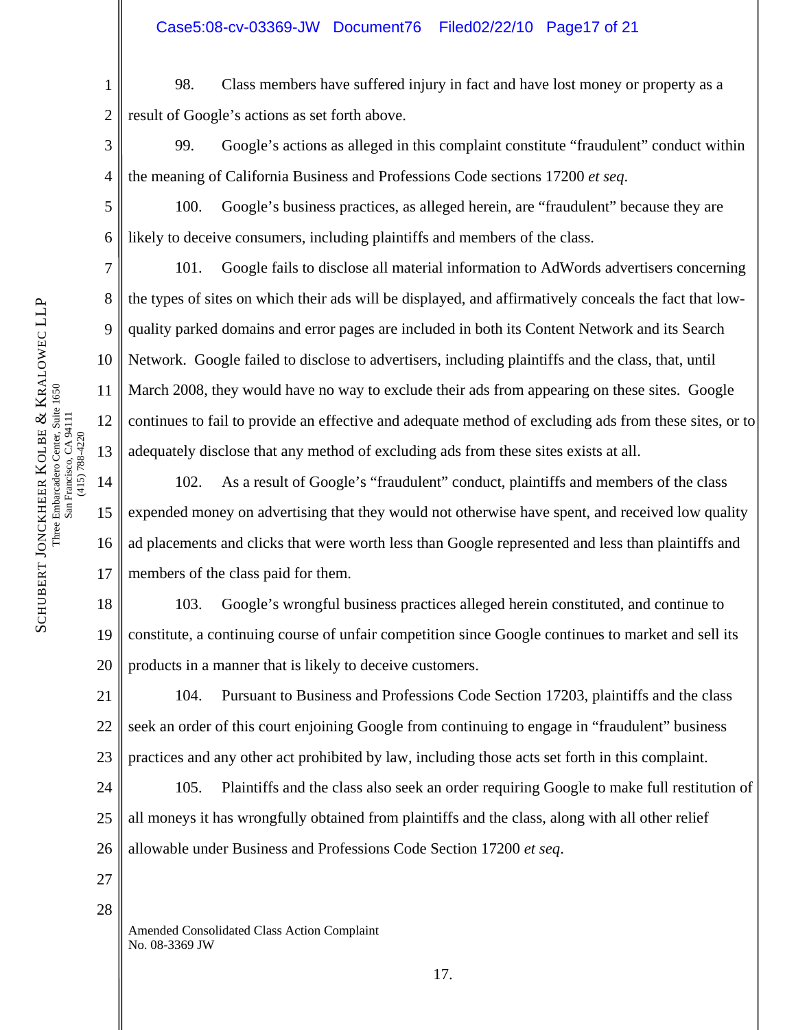98. Class members have suffered injury in fact and have lost money or property as a result of Google's actions as set forth above.

99. Google's actions as alleged in this complaint constitute "fraudulent" conduct within the meaning of California Business and Professions Code sections 17200 *et seq*.

100. Google's business practices, as alleged herein, are "fraudulent" because they are likely to deceive consumers, including plaintiffs and members of the class.

101. Google fails to disclose all material information to AdWords advertisers concerning the types of sites on which their ads will be displayed, and affirmatively conceals the fact that low-quality parked domains and error pages are included in both its Content Network and its Search Network. Google failed to disclose to advertisers, including plaintiffs and the class, that, until March 2008, they would have no way to exclude their ads from appearing on these sites. Google continues to fail to provide an effective and adequate method of excluding ads from these sites, or to adequately disclose that any method of excluding ads from these sites exists at all.

102. As a result of Google's "fraudulent" conduct, plaintiffs and members of the class expended money on advertising that they would not otherwise have spent, and received low quality ad placements and clicks that were worth less than Google represented and less than plaintiffs and members of the class paid for them.

103. Google's wrongful business practices alleged herein constituted, and continue to constitute, a continuing course of unfair competition since Google continues to market and sell its products in a manner that is likely to deceive customers.

104. Pursuant to Business and Professions Code Section 17203, plaintiffs and the class seek an order of this court enjoining Google from continuing to engage in "fraudulent" business practices and any other act prohibited by law, including those acts set forth in this complaint.

105. Plaintiffs and the class also seek an order requiring Google to make full restitution of all moneys it has wrongfully obtained from plaintiffs and the class, along with all other relief allowable under Business and Professions Code Section 17200 *et seq*.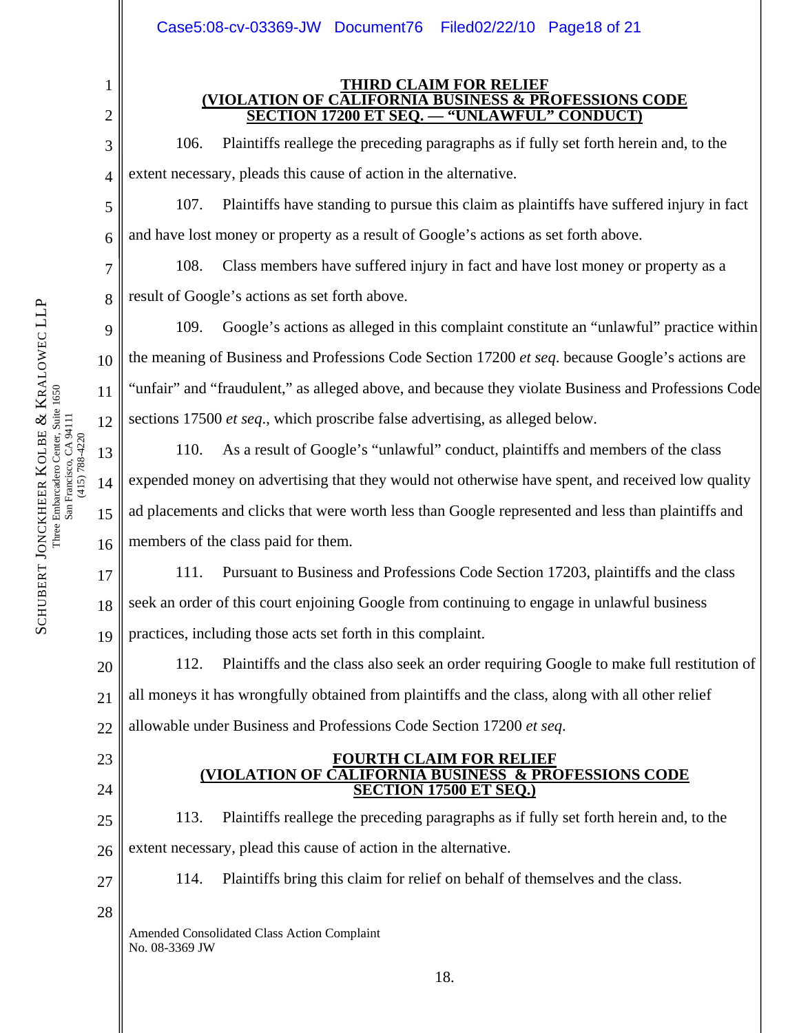**THIRD CLAIM FOR RELIEF**
**(VIOLATION OF CALIFORNIA BUSINESS & PROFESSIONS CODE SECTION 17200 ET SEQ. — "UNLAWFUL" CONDUCT)**

106. Plaintiffs reallege the preceding paragraphs as if fully set forth herein and, to the extent necessary, pleads this cause of action in the alternative.

107. Plaintiffs have standing to pursue this claim as plaintiffs have suffered injury in fact and have lost money or property as a result of Google's actions as set forth above.

108. Class members have suffered injury in fact and have lost money or property as a result of Google's actions as set forth above.

109. Google's actions as alleged in this complaint constitute an "unlawful" practice within the meaning of Business and Professions Code Section 17200 *et seq.* because Google's actions are "unfair" and "fraudulent," as alleged above, and because they violate Business and Professions Code sections 17500 *et seq.*, which proscribe false advertising, as alleged below.

110. As a result of Google's "unlawful" conduct, plaintiffs and members of the class expended money on advertising that they would not otherwise have spent, and received low quality ad placements and clicks that were worth less than Google represented and less than plaintiffs and members of the class paid for them.

111. Pursuant to Business and Professions Code Section 17203, plaintiffs and the class seek an order of this court enjoining Google from continuing to engage in unlawful business practices, including those acts set forth in this complaint.

112. Plaintiffs and the class also seek an order requiring Google to make full restitution of all moneys it has wrongfully obtained from plaintiffs and the class, along with all other relief allowable under Business and Professions Code Section 17200 *et seq.*

**FOURTH CLAIM FOR RELIEF**
**(VIOLATION OF CALIFORNIA BUSINESS & PROFESSIONS CODE SECTION 17500 ET SEQ.)**

113. Plaintiffs reallege the preceding paragraphs as if fully set forth herein and, to the extent necessary, plead this cause of action in the alternative.

114. Plaintiffs bring this claim for relief on behalf of themselves and the class.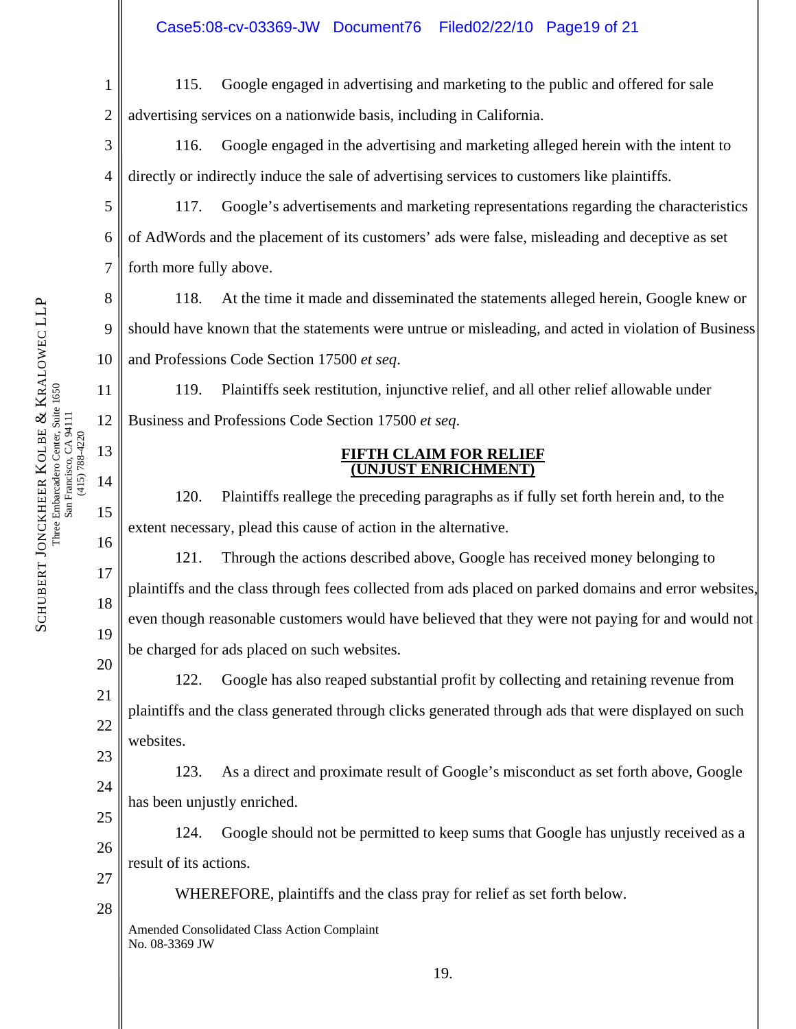115. Google engaged in advertising and marketing to the public and offered for sale advertising services on a nationwide basis, including in California.

116. Google engaged in the advertising and marketing alleged herein with the intent to directly or indirectly induce the sale of advertising services to customers like plaintiffs.

117. Google's advertisements and marketing representations regarding the characteristics of AdWords and the placement of its customers' ads were false, misleading and deceptive as set forth more fully above.

118. At the time it made and disseminated the statements alleged herein, Google knew or should have known that the statements were untrue or misleading, and acted in violation of Business and Professions Code Section 17500 *et seq*.

119. Plaintiffs seek restitution, injunctive relief, and all other relief allowable under Business and Professions Code Section 17500 *et seq*.

## FIFTH CLAIM FOR RELIEF (UNJUST ENRICHMENT)

120. Plaintiffs reallege the preceding paragraphs as if fully set forth herein and, to the extent necessary, plead this cause of action in the alternative.

121. Through the actions described above, Google has received money belonging to plaintiffs and the class through fees collected from ads placed on parked domains and error websites, even though reasonable customers would have believed that they were not paying for and would not be charged for ads placed on such websites.

122. Google has also reaped substantial profit by collecting and retaining revenue from plaintiffs and the class generated through clicks generated through ads that were displayed on such websites.

123. As a direct and proximate result of Google's misconduct as set forth above, Google has been unjustly enriched.

124. Google should not be permitted to keep sums that Google has unjustly received as a result of its actions.

WHEREFORE, plaintiffs and the class pray for relief as set forth below.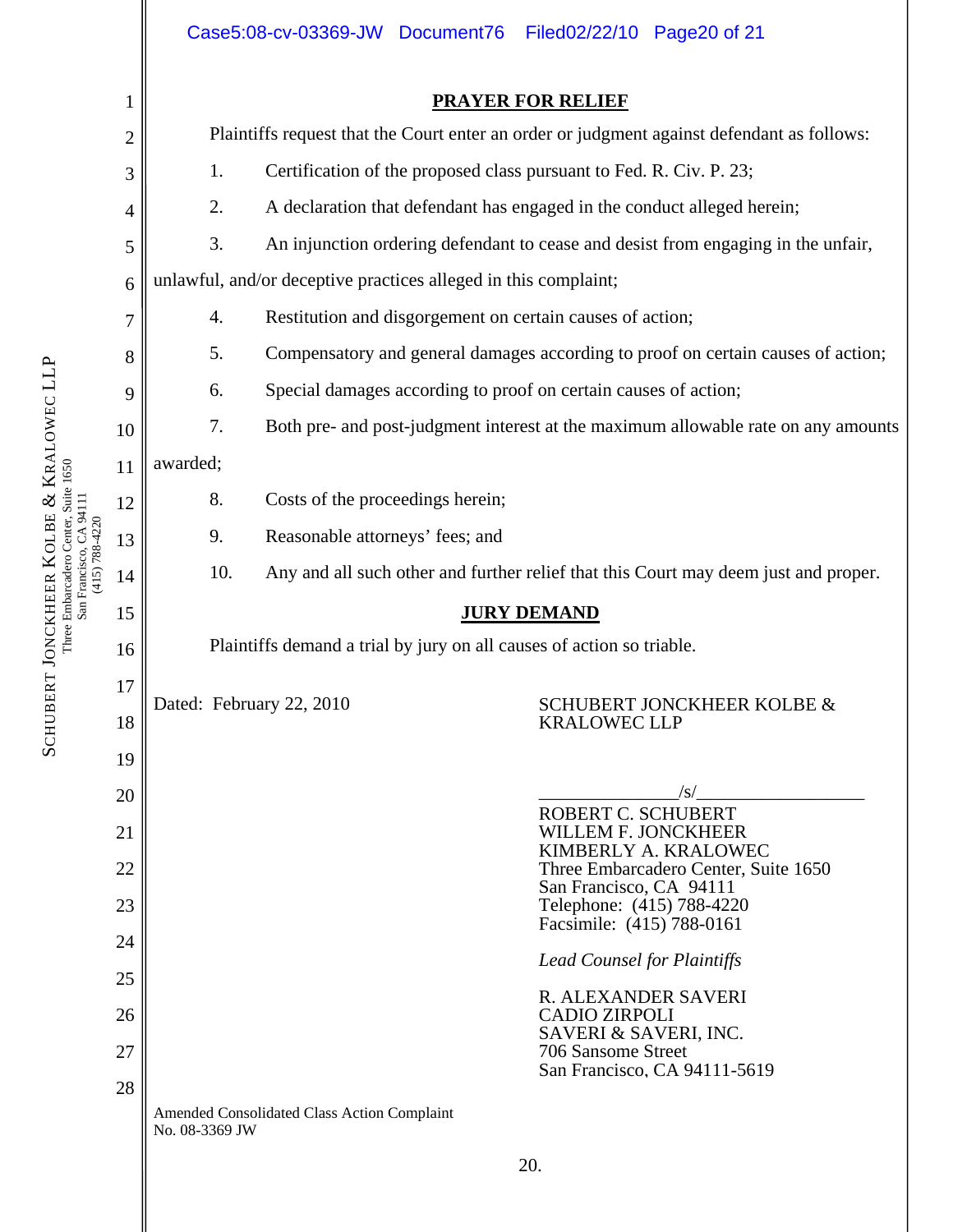## PRAYER FOR RELIEF

Plaintiffs request that the Court enter an order or judgment against defendant as follows:

1. Certification of the proposed class pursuant to Fed. R. Civ. P. 23;
2. A declaration that defendant has engaged in the conduct alleged herein;
3. An injunction ordering defendant to cease and desist from engaging in the unfair, unlawful, and/or deceptive practices alleged in this complaint;
4. Restitution and disgorgement on certain causes of action;
5. Compensatory and general damages according to proof on certain causes of action;
6. Special damages according to proof on certain causes of action;
7. Both pre- and post-judgment interest at the maximum allowable rate on any amounts awarded;
8. Costs of the proceedings herein;
9. Reasonable attorneys' fees; and
10. Any and all such other and further relief that this Court may deem just and proper.

## JURY DEMAND

Plaintiffs demand a trial by jury on all causes of action so triable.

Dated: February 22, 2010

SCHUBERT JONCKHEER KOLBE & KRALOWEC LLP

_______________/s/___________________

ROBERT C. SCHUBERT
WILLEM F. JONCKHEER
KIMBERLY A. KRALOWEC
Three Embarcadero Center, Suite 1650
San Francisco, CA 94111
Telephone: (415) 788-4220
Facsimile: (415) 788-0161

*Lead Counsel for Plaintiffs*

R. ALEXANDER SAVERI
CADIO ZIRPOLI
SAVERI & SAVERI, INC.
706 Sansome Street
San Francisco, CA 94111-5619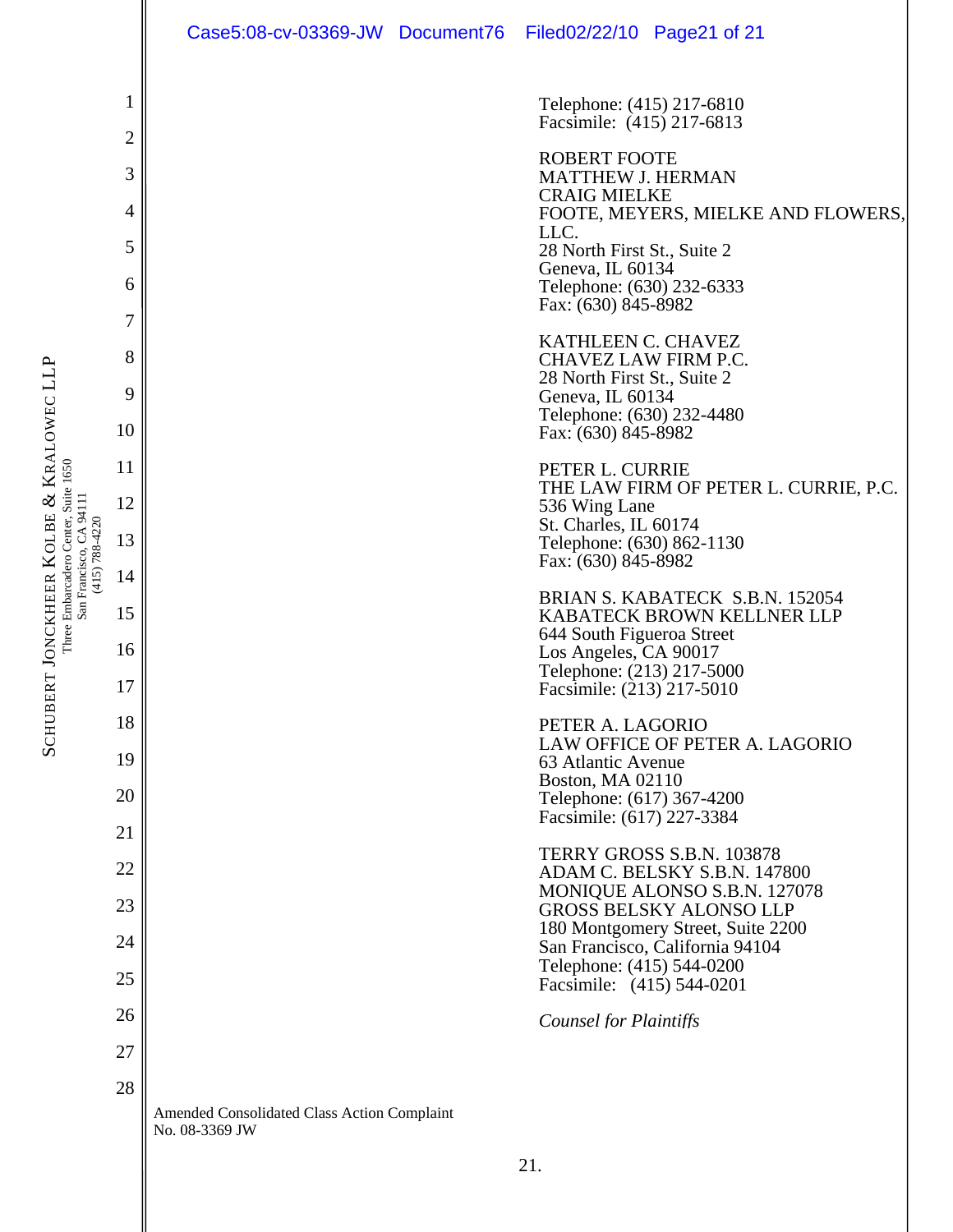Telephone: (415) 217-6810
Facsimile: (415) 217-6813

ROBERT FOOTE
MATTHEW J. HERMAN
CRAIG MIELKE
FOOTE, MEYERS, MIELKE AND FLOWERS, LLC.
28 North First St., Suite 2
Geneva, IL 60134
Telephone: (630) 232-6333
Fax: (630) 845-8982

KATHLEEN C. CHAVEZ
CHAVEZ LAW FIRM P.C.
28 North First St., Suite 2
Geneva, IL 60134
Telephone: (630) 232-4480
Fax: (630) 845-8982

PETER L. CURRIE
THE LAW FIRM OF PETER L. CURRIE, P.C.
536 Wing Lane
St. Charles, IL 60174
Telephone: (630) 862-1130
Fax: (630) 845-8982

BRIAN S. KABATECK S.B.N. 152054
KABATECK BROWN KELLNER LLP
644 South Figueroa Street
Los Angeles, CA 90017
Telephone: (213) 217-5000
Facsimile: (213) 217-5010

PETER A. LAGORIO
LAW OFFICE OF PETER A. LAGORIO
63 Atlantic Avenue
Boston, MA 02110
Telephone: (617) 367-4200
Facsimile: (617) 227-3384

TERRY GROSS S.B.N. 103878
ADAM C. BELSKY S.B.N. 147800
MONIQUE ALONSO S.B.N. 127078
GROSS BELSKY ALONSO LLP
180 Montgomery Street, Suite 2200
San Francisco, California 94104
Telephone: (415) 544-0200
Facsimile: (415) 544-0201

*Counsel for Plaintiffs*